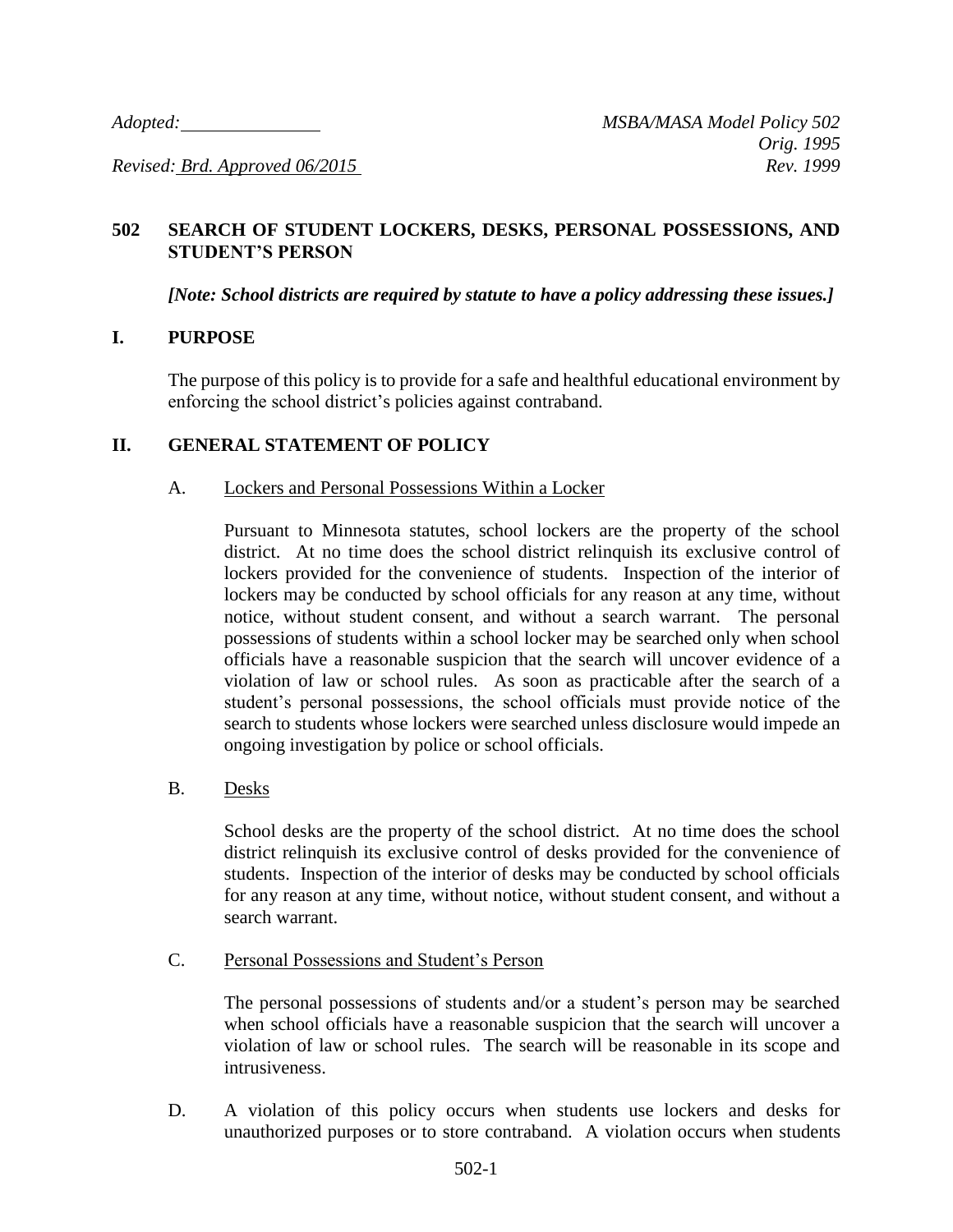*Adopted:* \_\_\_\_\_\_\_\_\_\_\_\_\_\_\_ *MSBA/MASA Model Policy 502*
*Orig. 1995*
*Revised: Brd. Approved 06/2015* *Rev. 1999*

## 502 SEARCH OF STUDENT LOCKERS, DESKS, PERSONAL POSSESSIONS, AND STUDENT'S PERSON

***[Note: School districts are required by statute to have a policy addressing these issues.]***

### I. PURPOSE

The purpose of this policy is to provide for a safe and healthful educational environment by enforcing the school district's policies against contraband.

### II. GENERAL STATEMENT OF POLICY

A. Lockers and Personal Possessions Within a Locker

Pursuant to Minnesota statutes, school lockers are the property of the school district. At no time does the school district relinquish its exclusive control of lockers provided for the convenience of students. Inspection of the interior of lockers may be conducted by school officials for any reason at any time, without notice, without student consent, and without a search warrant. The personal possessions of students within a school locker may be searched only when school officials have a reasonable suspicion that the search will uncover evidence of a violation of law or school rules. As soon as practicable after the search of a student's personal possessions, the school officials must provide notice of the search to students whose lockers were searched unless disclosure would impede an ongoing investigation by police or school officials.

B. Desks

School desks are the property of the school district. At no time does the school district relinquish its exclusive control of desks provided for the convenience of students. Inspection of the interior of desks may be conducted by school officials for any reason at any time, without notice, without student consent, and without a search warrant.

C. Personal Possessions and Student's Person

The personal possessions of students and/or a student's person may be searched when school officials have a reasonable suspicion that the search will uncover a violation of law or school rules. The search will be reasonable in its scope and intrusiveness.

D. A violation of this policy occurs when students use lockers and desks for unauthorized purposes or to store contraband. A violation occurs when students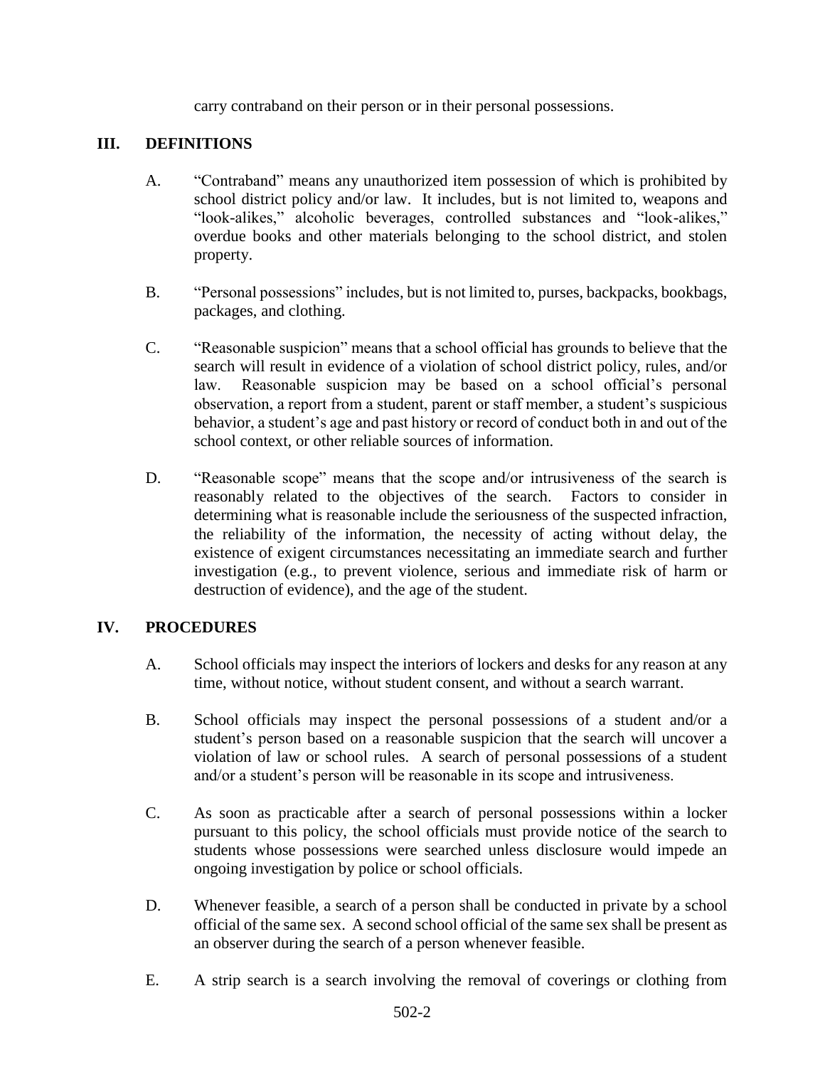carry contraband on their person or in their personal possessions.

## III. DEFINITIONS

A. "Contraband" means any unauthorized item possession of which is prohibited by school district policy and/or law. It includes, but is not limited to, weapons and "look-alikes," alcoholic beverages, controlled substances and "look-alikes," overdue books and other materials belonging to the school district, and stolen property.

B. "Personal possessions" includes, but is not limited to, purses, backpacks, bookbags, packages, and clothing.

C. "Reasonable suspicion" means that a school official has grounds to believe that the search will result in evidence of a violation of school district policy, rules, and/or law. Reasonable suspicion may be based on a school official's personal observation, a report from a student, parent or staff member, a student's suspicious behavior, a student's age and past history or record of conduct both in and out of the school context, or other reliable sources of information.

D. "Reasonable scope" means that the scope and/or intrusiveness of the search is reasonably related to the objectives of the search. Factors to consider in determining what is reasonable include the seriousness of the suspected infraction, the reliability of the information, the necessity of acting without delay, the existence of exigent circumstances necessitating an immediate search and further investigation (e.g., to prevent violence, serious and immediate risk of harm or destruction of evidence), and the age of the student.

## IV. PROCEDURES

A. School officials may inspect the interiors of lockers and desks for any reason at any time, without notice, without student consent, and without a search warrant.

B. School officials may inspect the personal possessions of a student and/or a student's person based on a reasonable suspicion that the search will uncover a violation of law or school rules. A search of personal possessions of a student and/or a student's person will be reasonable in its scope and intrusiveness.

C. As soon as practicable after a search of personal possessions within a locker pursuant to this policy, the school officials must provide notice of the search to students whose possessions were searched unless disclosure would impede an ongoing investigation by police or school officials.

D. Whenever feasible, a search of a person shall be conducted in private by a school official of the same sex. A second school official of the same sex shall be present as an observer during the search of a person whenever feasible.

E. A strip search is a search involving the removal of coverings or clothing from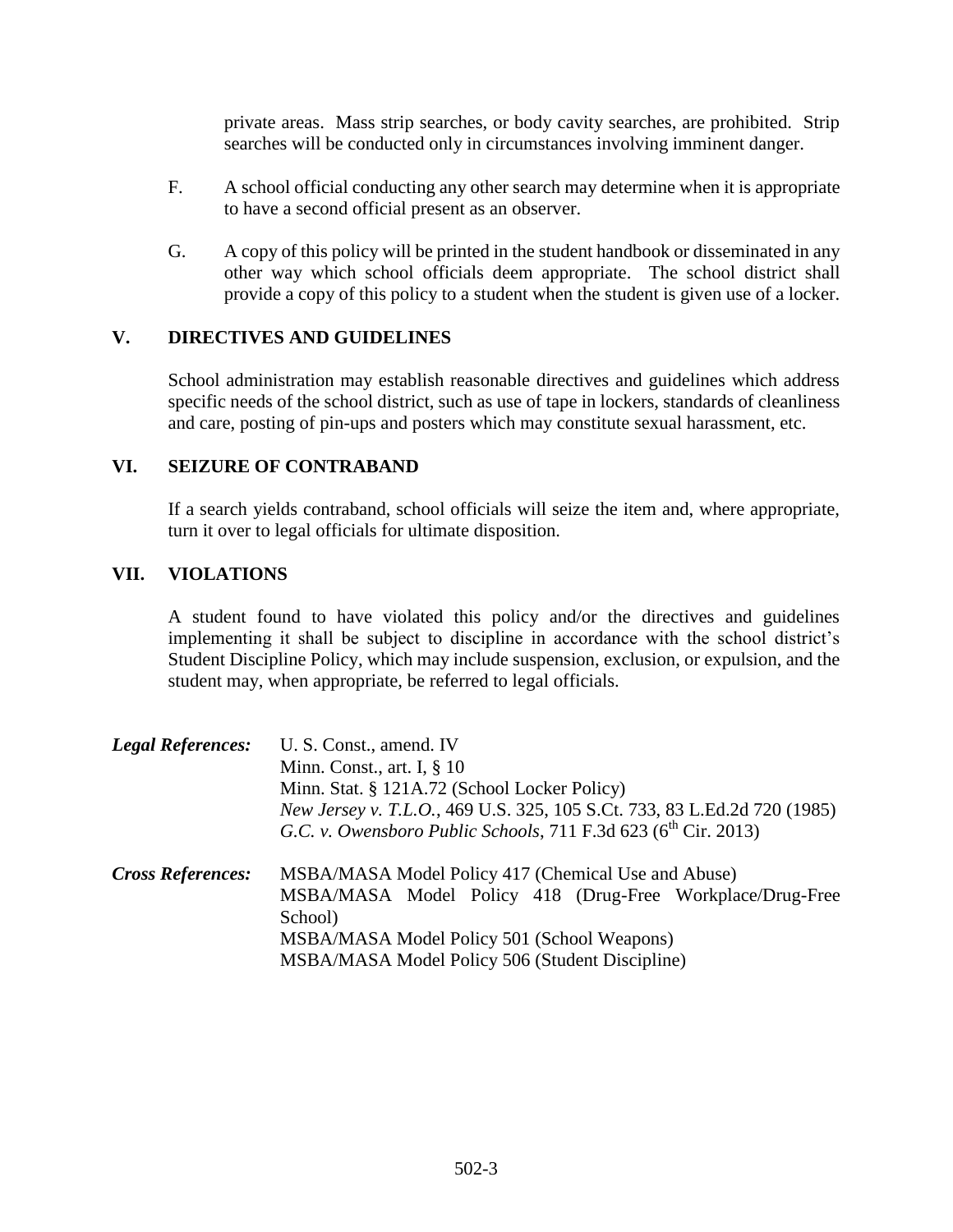private areas. Mass strip searches, or body cavity searches, are prohibited. Strip searches will be conducted only in circumstances involving imminent danger.

F. A school official conducting any other search may determine when it is appropriate to have a second official present as an observer.

G. A copy of this policy will be printed in the student handbook or disseminated in any other way which school officials deem appropriate. The school district shall provide a copy of this policy to a student when the student is given use of a locker.

## V. DIRECTIVES AND GUIDELINES

School administration may establish reasonable directives and guidelines which address specific needs of the school district, such as use of tape in lockers, standards of cleanliness and care, posting of pin-ups and posters which may constitute sexual harassment, etc.

## VI. SEIZURE OF CONTRABAND

If a search yields contraband, school officials will seize the item and, where appropriate, turn it over to legal officials for ultimate disposition.

## VII. VIOLATIONS

A student found to have violated this policy and/or the directives and guidelines implementing it shall be subject to discipline in accordance with the school district's Student Discipline Policy, which may include suspension, exclusion, or expulsion, and the student may, when appropriate, be referred to legal officials.

***Legal References:***
U. S. Const., amend. IV
Minn. Const., art. I, § 10
Minn. Stat. § 121A.72 (School Locker Policy)
*New Jersey v. T.L.O.*, 469 U.S. 325, 105 S.Ct. 733, 83 L.Ed.2d 720 (1985)
*G.C. v. Owensboro Public Schools*, 711 F.3d 623 (6th Cir. 2013)

***Cross References:***
MSBA/MASA Model Policy 417 (Chemical Use and Abuse)
MSBA/MASA Model Policy 418 (Drug-Free Workplace/Drug-Free School)
MSBA/MASA Model Policy 501 (School Weapons)
MSBA/MASA Model Policy 506 (Student Discipline)